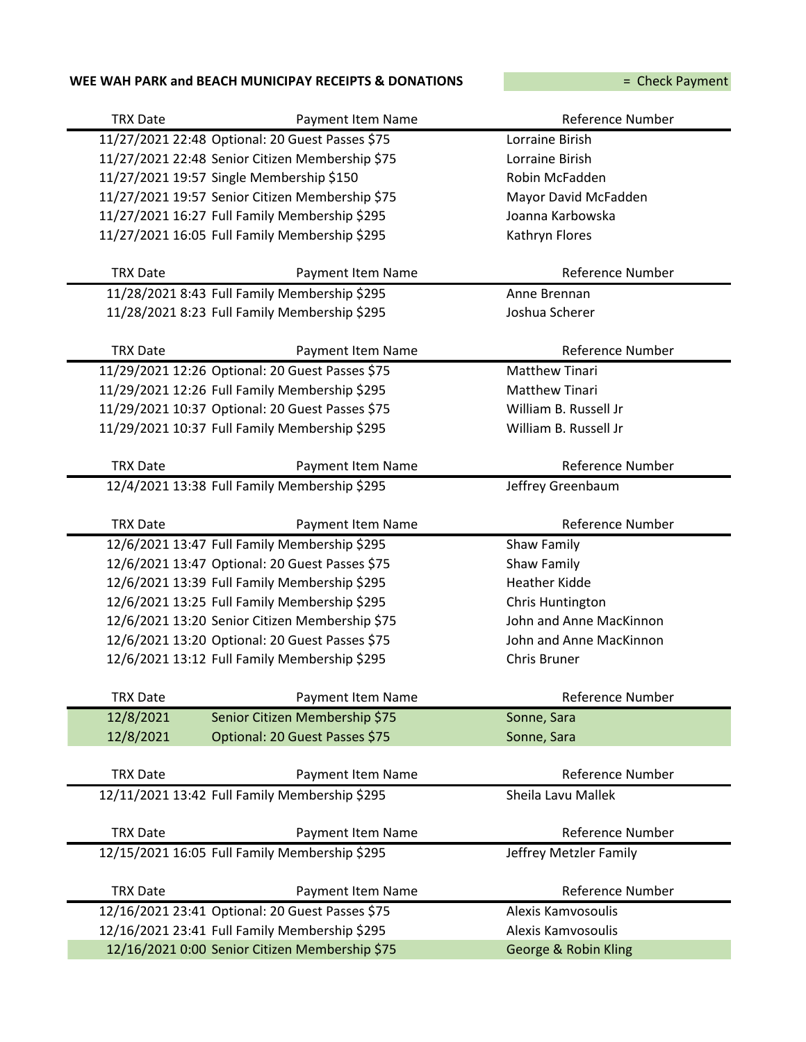**WEE WAH PARK and BEACH MUNICIPAY RECEIPTS & DONATIONS** = Check Payment

| TRX Date | Payment Item Name | Reference Number |
|---|---|---|
| 11/27/2021 22:48 | Optional: 20 Guest Passes $75 | Lorraine Birish |
| 11/27/2021 22:48 | Senior Citizen Membership $75 | Lorraine Birish |
| 11/27/2021 19:57 | Single Membership $150 | Robin McFadden |
| 11/27/2021 19:57 | Senior Citizen Membership $75 | Mayor David McFadden |
| 11/27/2021 16:27 | Full Family Membership $295 | Joanna Karbowska |
| 11/27/2021 16:05 | Full Family Membership $295 | Kathryn Flores |

| TRX Date | Payment Item Name | Reference Number |
|---|---|---|
| 11/28/2021 8:43 | Full Family Membership $295 | Anne Brennan |
| 11/28/2021 8:23 | Full Family Membership $295 | Joshua Scherer |

| TRX Date | Payment Item Name | Reference Number |
|---|---|---|
| 11/29/2021 12:26 | Optional: 20 Guest Passes $75 | Matthew Tinari |
| 11/29/2021 12:26 | Full Family Membership $295 | Matthew Tinari |
| 11/29/2021 10:37 | Optional: 20 Guest Passes $75 | William B. Russell Jr |
| 11/29/2021 10:37 | Full Family Membership $295 | William B. Russell Jr |

| TRX Date | Payment Item Name | Reference Number |
|---|---|---|
| 12/4/2021 13:38 | Full Family Membership $295 | Jeffrey Greenbaum |

| TRX Date | Payment Item Name | Reference Number |
|---|---|---|
| 12/6/2021 13:47 | Full Family Membership $295 | Shaw Family |
| 12/6/2021 13:47 | Optional: 20 Guest Passes $75 | Shaw Family |
| 12/6/2021 13:39 | Full Family Membership $295 | Heather Kidde |
| 12/6/2021 13:25 | Full Family Membership $295 | Chris Huntington |
| 12/6/2021 13:20 | Senior Citizen Membership $75 | John and Anne MacKinnon |
| 12/6/2021 13:20 | Optional: 20 Guest Passes $75 | John and Anne MacKinnon |
| 12/6/2021 13:12 | Full Family Membership $295 | Chris Bruner |

| TRX Date | Payment Item Name | Reference Number |
|---|---|---|
| 12/8/2021 | Senior Citizen Membership $75 | Sonne, Sara |
| 12/8/2021 | Optional: 20 Guest Passes $75 | Sonne, Sara |

| TRX Date | Payment Item Name | Reference Number |
|---|---|---|
| 12/11/2021 13:42 | Full Family Membership $295 | Sheila Lavu Mallek |

| TRX Date | Payment Item Name | Reference Number |
|---|---|---|
| 12/15/2021 16:05 | Full Family Membership $295 | Jeffrey Metzler Family |

| TRX Date | Payment Item Name | Reference Number |
|---|---|---|
| 12/16/2021 23:41 | Optional: 20 Guest Passes $75 | Alexis Kamvosoulis |
| 12/16/2021 23:41 | Full Family Membership $295 | Alexis Kamvosoulis |
| 12/16/2021 0:00 | Senior Citizen Membership $75 | George & Robin Kling |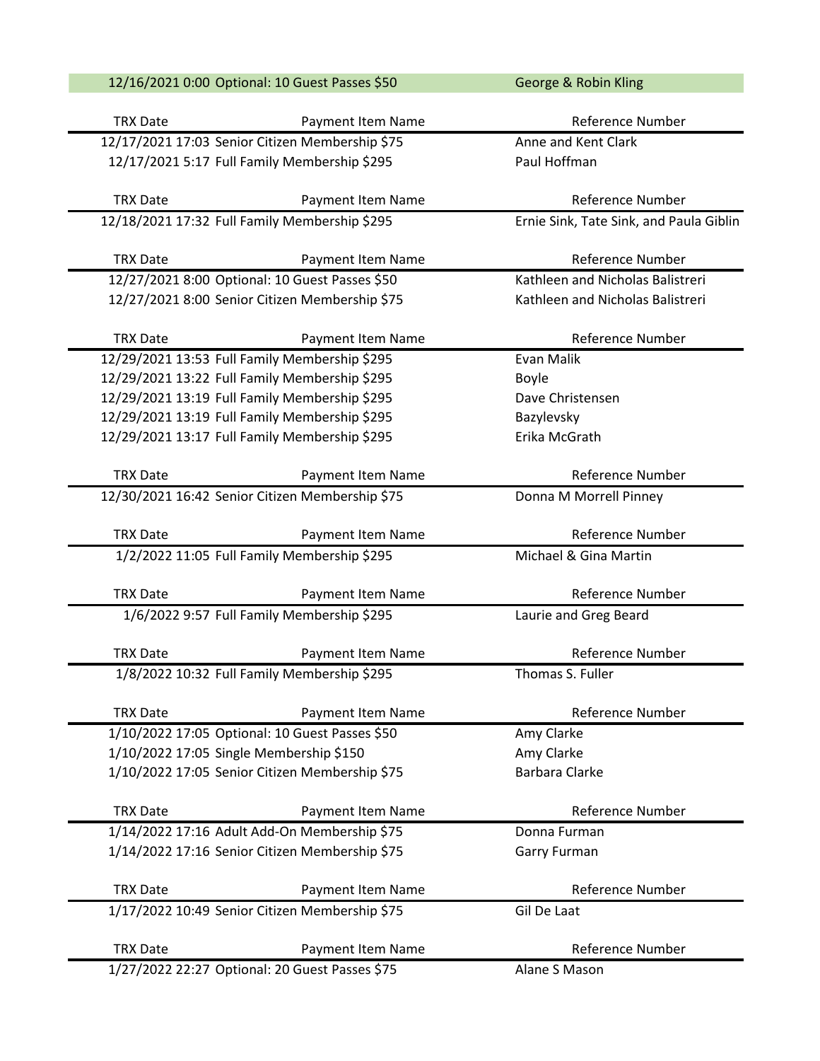| | | |
|---|---|---|
| 12/16/2021 0:00 | Optional: 10 Guest Passes $50 | George & Robin Kling |

| TRX Date | Payment Item Name | Reference Number |
|---|---|---|
| 12/17/2021 17:03 | Senior Citizen Membership $75 | Anne and Kent Clark |
| 12/17/2021 5:17 | Full Family Membership $295 | Paul Hoffman |

| TRX Date | Payment Item Name | Reference Number |
|---|---|---|
| 12/18/2021 17:32 | Full Family Membership $295 | Ernie Sink, Tate Sink, and Paula Giblin |

| TRX Date | Payment Item Name | Reference Number |
|---|---|---|
| 12/27/2021 8:00 | Optional: 10 Guest Passes $50 | Kathleen and Nicholas Balistreri |
| 12/27/2021 8:00 | Senior Citizen Membership $75 | Kathleen and Nicholas Balistreri |

| TRX Date | Payment Item Name | Reference Number |
|---|---|---|
| 12/29/2021 13:53 | Full Family Membership $295 | Evan Malik |
| 12/29/2021 13:22 | Full Family Membership $295 | Boyle |
| 12/29/2021 13:19 | Full Family Membership $295 | Dave Christensen |
| 12/29/2021 13:19 | Full Family Membership $295 | Bazylevsky |
| 12/29/2021 13:17 | Full Family Membership $295 | Erika McGrath |

| TRX Date | Payment Item Name | Reference Number |
|---|---|---|
| 12/30/2021 16:42 | Senior Citizen Membership $75 | Donna M Morrell Pinney |

| TRX Date | Payment Item Name | Reference Number |
|---|---|---|
| 1/2/2022 11:05 | Full Family Membership $295 | Michael & Gina Martin |

| TRX Date | Payment Item Name | Reference Number |
|---|---|---|
| 1/6/2022 9:57 | Full Family Membership $295 | Laurie and Greg Beard |

| TRX Date | Payment Item Name | Reference Number |
|---|---|---|
| 1/8/2022 10:32 | Full Family Membership $295 | Thomas S. Fuller |

| TRX Date | Payment Item Name | Reference Number |
|---|---|---|
| 1/10/2022 17:05 | Optional: 10 Guest Passes $50 | Amy Clarke |
| 1/10/2022 17:05 | Single Membership $150 | Amy Clarke |
| 1/10/2022 17:05 | Senior Citizen Membership $75 | Barbara Clarke |

| TRX Date | Payment Item Name | Reference Number |
|---|---|---|
| 1/14/2022 17:16 | Adult Add-On Membership $75 | Donna Furman |
| 1/14/2022 17:16 | Senior Citizen Membership $75 | Garry Furman |

| TRX Date | Payment Item Name | Reference Number |
|---|---|---|
| 1/17/2022 10:49 | Senior Citizen Membership $75 | Gil De Laat |

| TRX Date | Payment Item Name | Reference Number |
|---|---|---|
| 1/27/2022 22:27 | Optional: 20 Guest Passes $75 | Alane S Mason |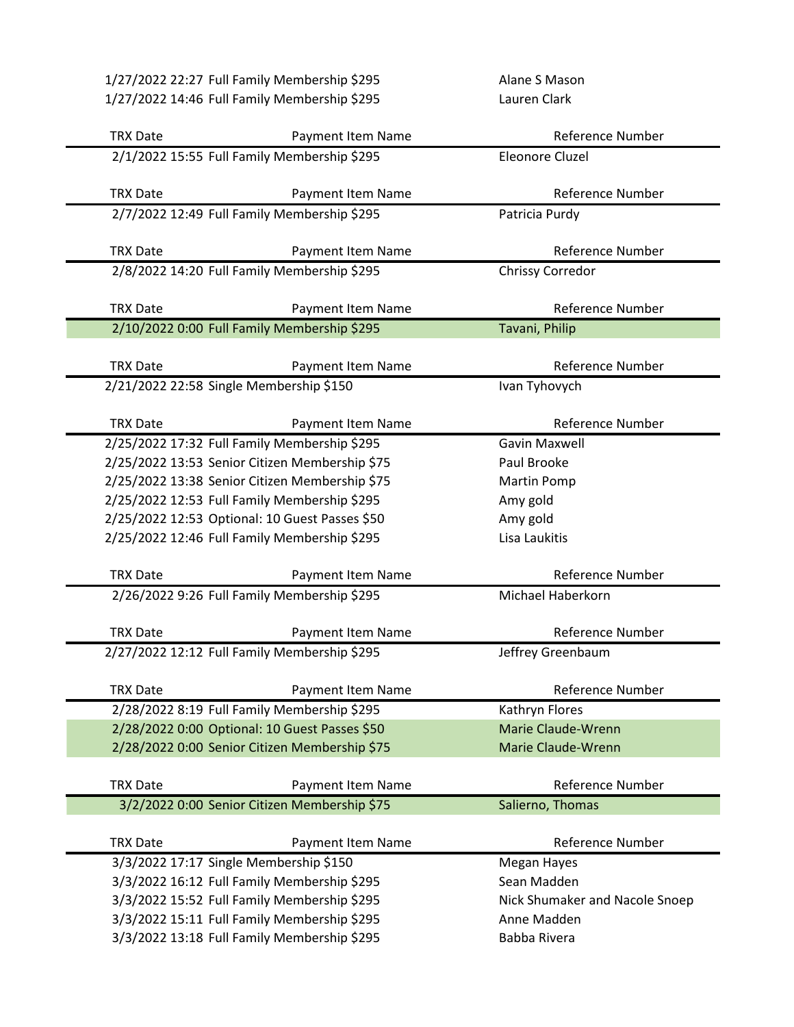| TRX Date | Payment Item Name | Reference Number |
|---|---|---|
| 1/27/2022 22:27 | Full Family Membership $295 | Alane S Mason |
| 1/27/2022 14:46 | Full Family Membership $295 | Lauren Clark |

| TRX Date | Payment Item Name | Reference Number |
|---|---|---|
| 2/1/2022 15:55 | Full Family Membership $295 | Eleonore Cluzel |

| TRX Date | Payment Item Name | Reference Number |
|---|---|---|
| 2/7/2022 12:49 | Full Family Membership $295 | Patricia Purdy |

| TRX Date | Payment Item Name | Reference Number |
|---|---|---|
| 2/8/2022 14:20 | Full Family Membership $295 | Chrissy Corredor |

| TRX Date | Payment Item Name | Reference Number |
|---|---|---|
| 2/10/2022 0:00 | Full Family Membership $295 | Tavani, Philip |

| TRX Date | Payment Item Name | Reference Number |
|---|---|---|
| 2/21/2022 22:58 | Single Membership $150 | Ivan Tyhovych |

| TRX Date | Payment Item Name | Reference Number |
|---|---|---|
| 2/25/2022 17:32 | Full Family Membership $295 | Gavin Maxwell |
| 2/25/2022 13:53 | Senior Citizen Membership $75 | Paul Brooke |
| 2/25/2022 13:38 | Senior Citizen Membership $75 | Martin Pomp |
| 2/25/2022 12:53 | Full Family Membership $295 | Amy gold |
| 2/25/2022 12:53 | Optional: 10 Guest Passes $50 | Amy gold |
| 2/25/2022 12:46 | Full Family Membership $295 | Lisa Laukitis |

| TRX Date | Payment Item Name | Reference Number |
|---|---|---|
| 2/26/2022 9:26 | Full Family Membership $295 | Michael Haberkorn |

| TRX Date | Payment Item Name | Reference Number |
|---|---|---|
| 2/27/2022 12:12 | Full Family Membership $295 | Jeffrey Greenbaum |

| TRX Date | Payment Item Name | Reference Number |
|---|---|---|
| 2/28/2022 8:19 | Full Family Membership $295 | Kathryn Flores |
| 2/28/2022 0:00 | Optional: 10 Guest Passes $50 | Marie Claude-Wrenn |
| 2/28/2022 0:00 | Senior Citizen Membership $75 | Marie Claude-Wrenn |

| TRX Date | Payment Item Name | Reference Number |
|---|---|---|
| 3/2/2022 0:00 | Senior Citizen Membership $75 | Salierno, Thomas |

| TRX Date | Payment Item Name | Reference Number |
|---|---|---|
| 3/3/2022 17:17 | Single Membership $150 | Megan Hayes |
| 3/3/2022 16:12 | Full Family Membership $295 | Sean Madden |
| 3/3/2022 15:52 | Full Family Membership $295 | Nick Shumaker and Nacole Snoep |
| 3/3/2022 15:11 | Full Family Membership $295 | Anne Madden |
| 3/3/2022 13:18 | Full Family Membership $295 | Babba Rivera |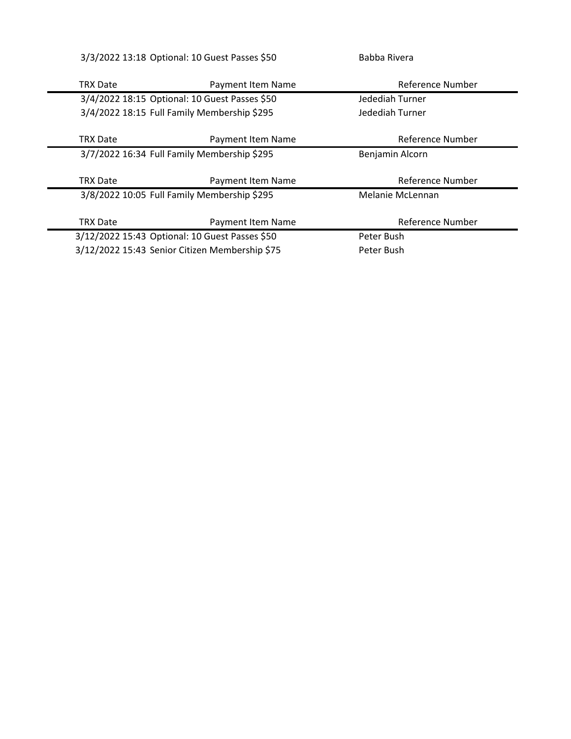| | | |
|---|---|---|
| 3/3/2022 13:18 | Optional: 10 Guest Passes $50 | Babba Rivera |

| TRX Date | Payment Item Name | Reference Number |
|---|---|---|
| 3/4/2022 18:15 | Optional: 10 Guest Passes $50 | Jedediah Turner |
| 3/4/2022 18:15 | Full Family Membership $295 | Jedediah Turner |

| TRX Date | Payment Item Name | Reference Number |
|---|---|---|
| 3/7/2022 16:34 | Full Family Membership $295 | Benjamin Alcorn |

| TRX Date | Payment Item Name | Reference Number |
|---|---|---|
| 3/8/2022 10:05 | Full Family Membership $295 | Melanie McLennan |

| TRX Date | Payment Item Name | Reference Number |
|---|---|---|
| 3/12/2022 15:43 | Optional: 10 Guest Passes $50 | Peter Bush |
| 3/12/2022 15:43 | Senior Citizen Membership $75 | Peter Bush |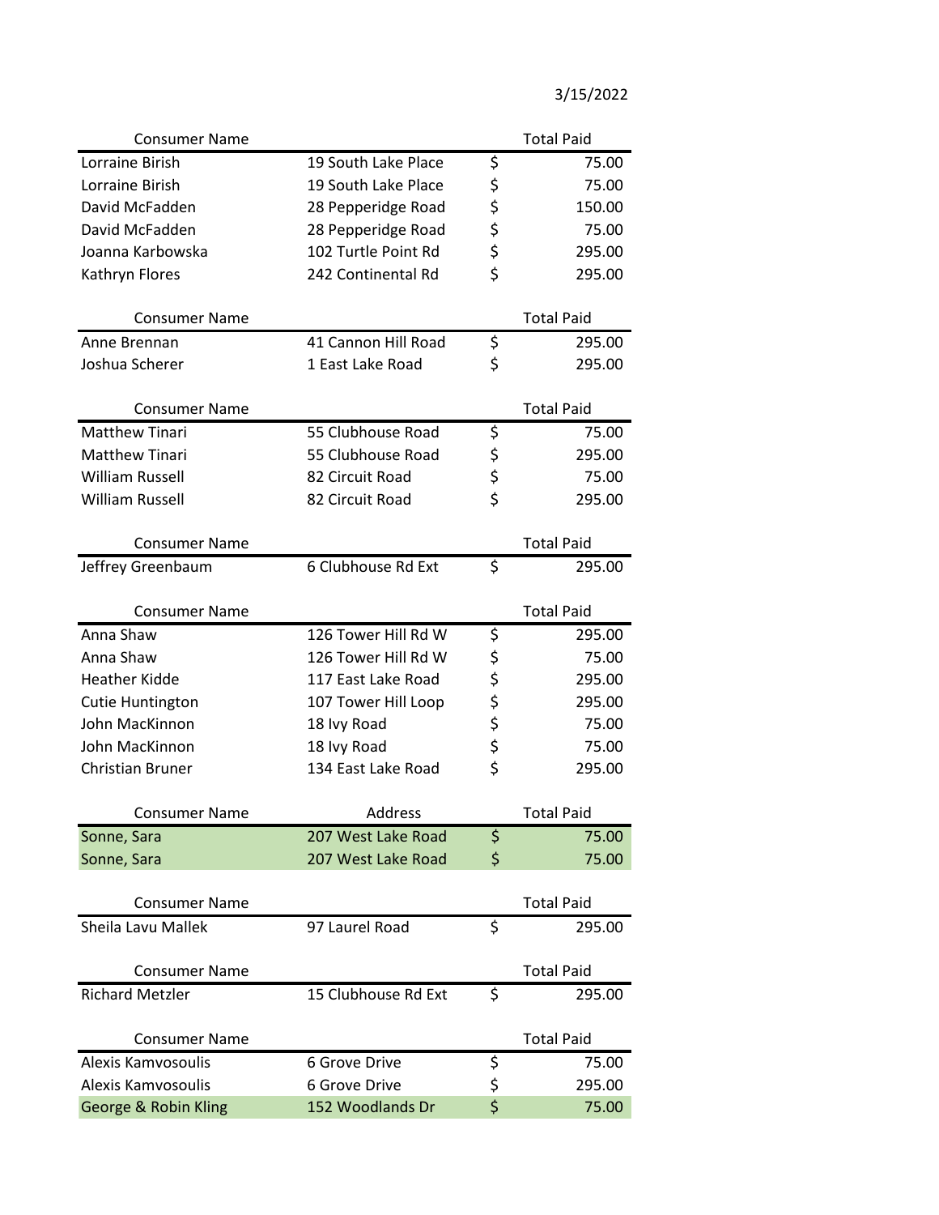3/15/2022

| Consumer Name | | | Total Paid |
|---|---|---|---|
| Lorraine Birish | 19 South Lake Place | $ | 75.00 |
| Lorraine Birish | 19 South Lake Place | $ | 75.00 |
| David McFadden | 28 Pepperidge Road | $ | 150.00 |
| David McFadden | 28 Pepperidge Road | $ | 75.00 |
| Joanna Karbowska | 102 Turtle Point Rd | $ | 295.00 |
| Kathryn Flores | 242 Continental Rd | $ | 295.00 |

| Consumer Name | | | Total Paid |
|---|---|---|---|
| Anne Brennan | 41 Cannon Hill Road | $ | 295.00 |
| Joshua Scherer | 1 East Lake Road | $ | 295.00 |

| Consumer Name | | | Total Paid |
|---|---|---|---|
| Matthew Tinari | 55 Clubhouse Road | $ | 75.00 |
| Matthew Tinari | 55 Clubhouse Road | $ | 295.00 |
| William Russell | 82 Circuit Road | $ | 75.00 |
| William Russell | 82 Circuit Road | $ | 295.00 |

| Consumer Name | | | Total Paid |
|---|---|---|---|
| Jeffrey Greenbaum | 6 Clubhouse Rd Ext | $ | 295.00 |

| Consumer Name | | | Total Paid |
|---|---|---|---|
| Anna Shaw | 126 Tower Hill Rd W | $ | 295.00 |
| Anna Shaw | 126 Tower Hill Rd W | $ | 75.00 |
| Heather Kidde | 117 East Lake Road | $ | 295.00 |
| Cutie Huntington | 107 Tower Hill Loop | $ | 295.00 |
| John MacKinnon | 18 Ivy Road | $ | 75.00 |
| John MacKinnon | 18 Ivy Road | $ | 75.00 |
| Christian Bruner | 134 East Lake Road | $ | 295.00 |

| Consumer Name | Address | | Total Paid |
|---|---|---|---|
| Sonne, Sara | 207 West Lake Road | $ | 75.00 |
| Sonne, Sara | 207 West Lake Road | $ | 75.00 |

| Consumer Name | | | Total Paid |
|---|---|---|---|
| Sheila Lavu Mallek | 97 Laurel Road | $ | 295.00 |

| Consumer Name | | | Total Paid |
|---|---|---|---|
| Richard Metzler | 15 Clubhouse Rd Ext | $ | 295.00 |

| Consumer Name | | | Total Paid |
|---|---|---|---|
| Alexis Kamvosoulis | 6 Grove Drive | $ | 75.00 |
| Alexis Kamvosoulis | 6 Grove Drive | $ | 295.00 |
| George & Robin Kling | 152 Woodlands Dr | $ | 75.00 |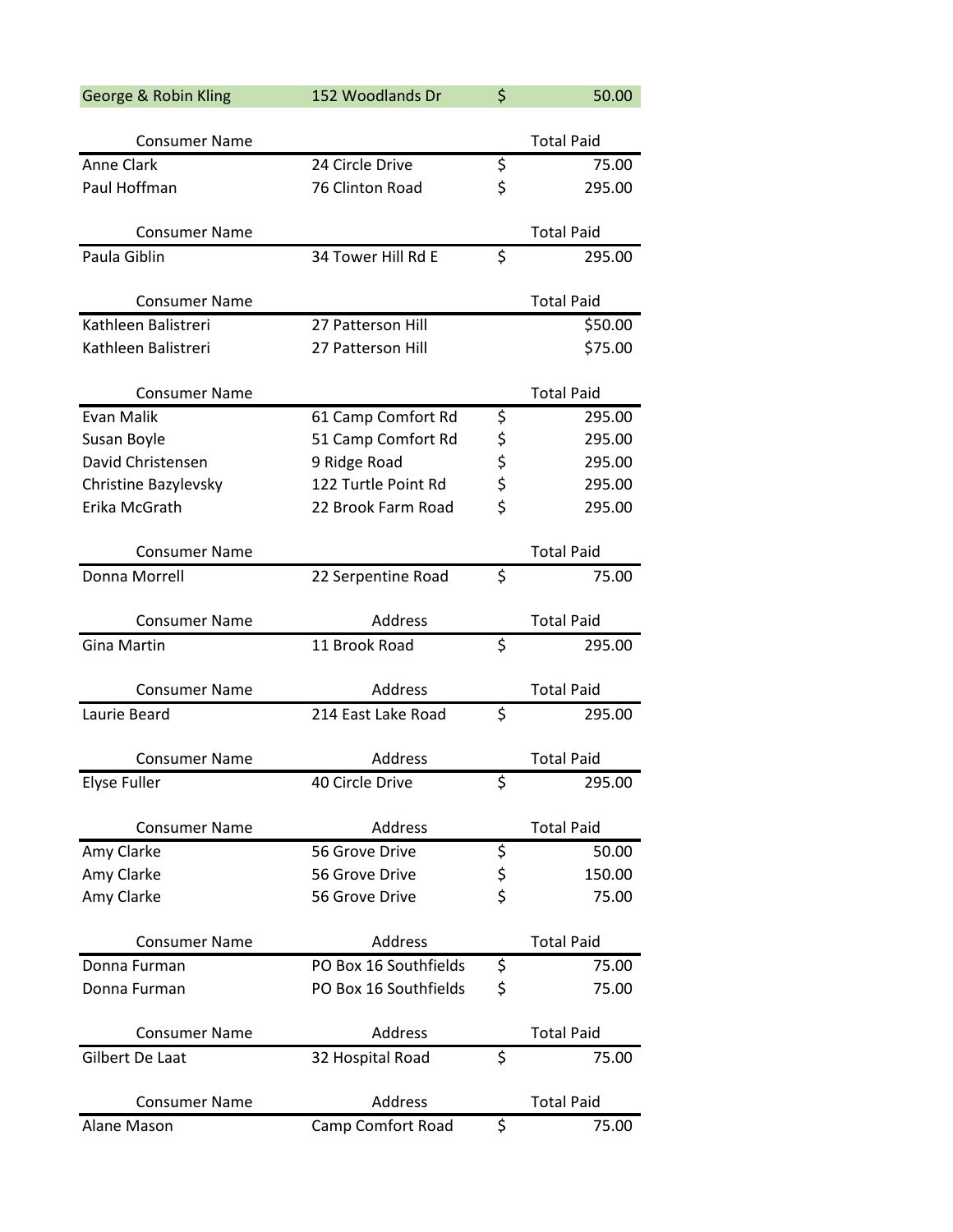| | | | |
|---|---|---|---|
| George & Robin Kling | 152 Woodlands Dr | $ | 50.00 |

| Consumer Name | | | Total Paid |
|---|---|---|---|
| Anne Clark | 24 Circle Drive | $ | 75.00 |
| Paul Hoffman | 76 Clinton Road | $ | 295.00 |

| Consumer Name | | | Total Paid |
|---|---|---|---|
| Paula Giblin | 34 Tower Hill Rd E | $ | 295.00 |

| Consumer Name | | | Total Paid |
|---|---|---|---|
| Kathleen Balistreri | 27 Patterson Hill | | $50.00 |
| Kathleen Balistreri | 27 Patterson Hill | | $75.00 |

| Consumer Name | | | Total Paid |
|---|---|---|---|
| Evan Malik | 61 Camp Comfort Rd | $ | 295.00 |
| Susan Boyle | 51 Camp Comfort Rd | $ | 295.00 |
| David Christensen | 9 Ridge Road | $ | 295.00 |
| Christine Bazylevsky | 122 Turtle Point Rd | $ | 295.00 |
| Erika McGrath | 22 Brook Farm Road | $ | 295.00 |

| Consumer Name | | | Total Paid |
|---|---|---|---|
| Donna Morrell | 22 Serpentine Road | $ | 75.00 |

| Consumer Name | Address | | Total Paid |
|---|---|---|---|
| Gina Martin | 11 Brook Road | $ | 295.00 |

| Consumer Name | Address | | Total Paid |
|---|---|---|---|
| Laurie Beard | 214 East Lake Road | $ | 295.00 |

| Consumer Name | Address | | Total Paid |
|---|---|---|---|
| Elyse Fuller | 40 Circle Drive | $ | 295.00 |

| Consumer Name | Address | | Total Paid |
|---|---|---|---|
| Amy Clarke | 56 Grove Drive | $ | 50.00 |
| Amy Clarke | 56 Grove Drive | $ | 150.00 |
| Amy Clarke | 56 Grove Drive | $ | 75.00 |

| Consumer Name | Address | | Total Paid |
|---|---|---|---|
| Donna Furman | PO Box 16 Southfields | $ | 75.00 |
| Donna Furman | PO Box 16 Southfields | $ | 75.00 |

| Consumer Name | Address | | Total Paid |
|---|---|---|---|
| Gilbert De Laat | 32 Hospital Road | $ | 75.00 |

| Consumer Name | Address | | Total Paid |
|---|---|---|---|
| Alane Mason | Camp Comfort Road | $ | 75.00 |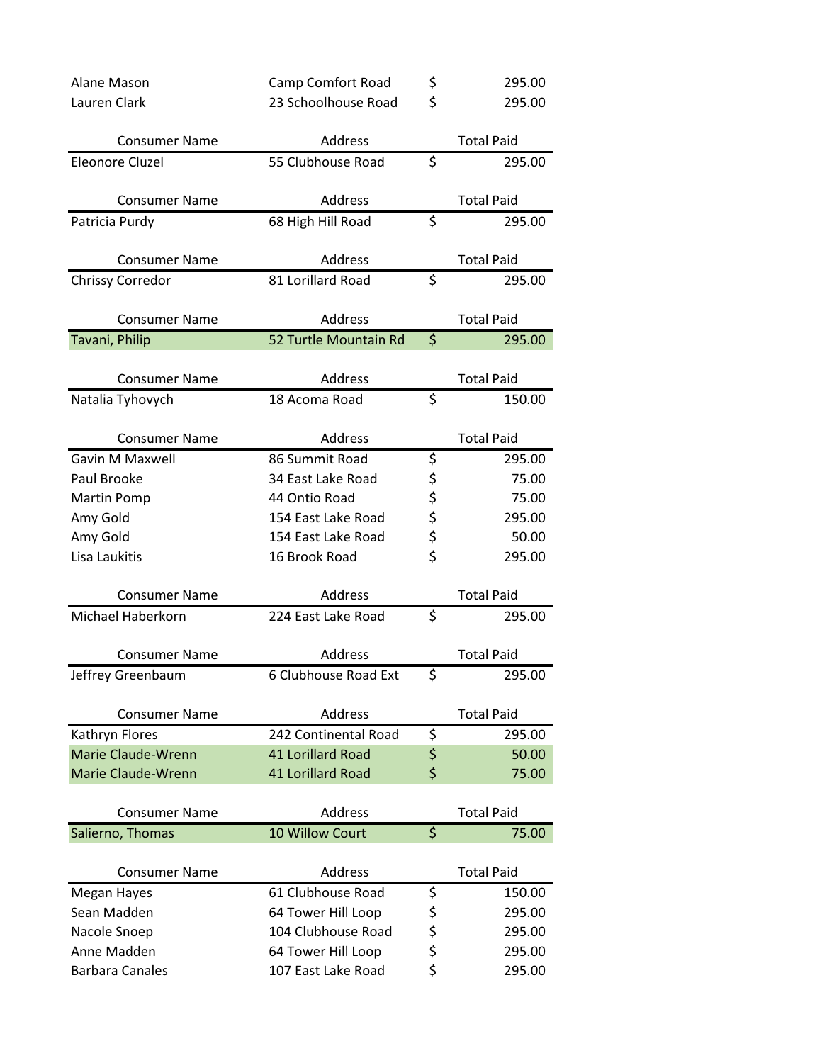| | | |
|---|---|---|
| Alane Mason | Camp Comfort Road | $ 295.00 |
| Lauren Clark | 23 Schoolhouse Road | $ 295.00 |

| Consumer Name | Address | Total Paid |
|---|---|---|
| Eleonore Cluzel | 55 Clubhouse Road | $ 295.00 |

| Consumer Name | Address | Total Paid |
|---|---|---|
| Patricia Purdy | 68 High Hill Road | $ 295.00 |

| Consumer Name | Address | Total Paid |
|---|---|---|
| Chrissy Corredor | 81 Lorillard Road | $ 295.00 |

| Consumer Name | Address | Total Paid |
|---|---|---|
| Tavani, Philip | 52 Turtle Mountain Rd | $ 295.00 |

| Consumer Name | Address | Total Paid |
|---|---|---|
| Natalia Tyhovych | 18 Acoma Road | $ 150.00 |

| Consumer Name | Address | Total Paid |
|---|---|---|
| Gavin M Maxwell | 86 Summit Road | $ 295.00 |
| Paul Brooke | 34 East Lake Road | $ 75.00 |
| Martin Pomp | 44 Ontio Road | $ 75.00 |
| Amy Gold | 154 East Lake Road | $ 295.00 |
| Amy Gold | 154 East Lake Road | $ 50.00 |
| Lisa Laukitis | 16 Brook Road | $ 295.00 |

| Consumer Name | Address | Total Paid |
|---|---|---|
| Michael Haberkorn | 224 East Lake Road | $ 295.00 |

| Consumer Name | Address | Total Paid |
|---|---|---|
| Jeffrey Greenbaum | 6 Clubhouse Road Ext | $ 295.00 |

| Consumer Name | Address | Total Paid |
|---|---|---|
| Kathryn Flores | 242 Continental Road | $ 295.00 |
| Marie Claude-Wrenn | 41 Lorillard Road | $ 50.00 |
| Marie Claude-Wrenn | 41 Lorillard Road | $ 75.00 |

| Consumer Name | Address | Total Paid |
|---|---|---|
| Salierno, Thomas | 10 Willow Court | $ 75.00 |

| Consumer Name | Address | Total Paid |
|---|---|---|
| Megan Hayes | 61 Clubhouse Road | $ 150.00 |
| Sean Madden | 64 Tower Hill Loop | $ 295.00 |
| Nacole Snoep | 104 Clubhouse Road | $ 295.00 |
| Anne Madden | 64 Tower Hill Loop | $ 295.00 |
| Barbara Canales | 107 East Lake Road | $ 295.00 |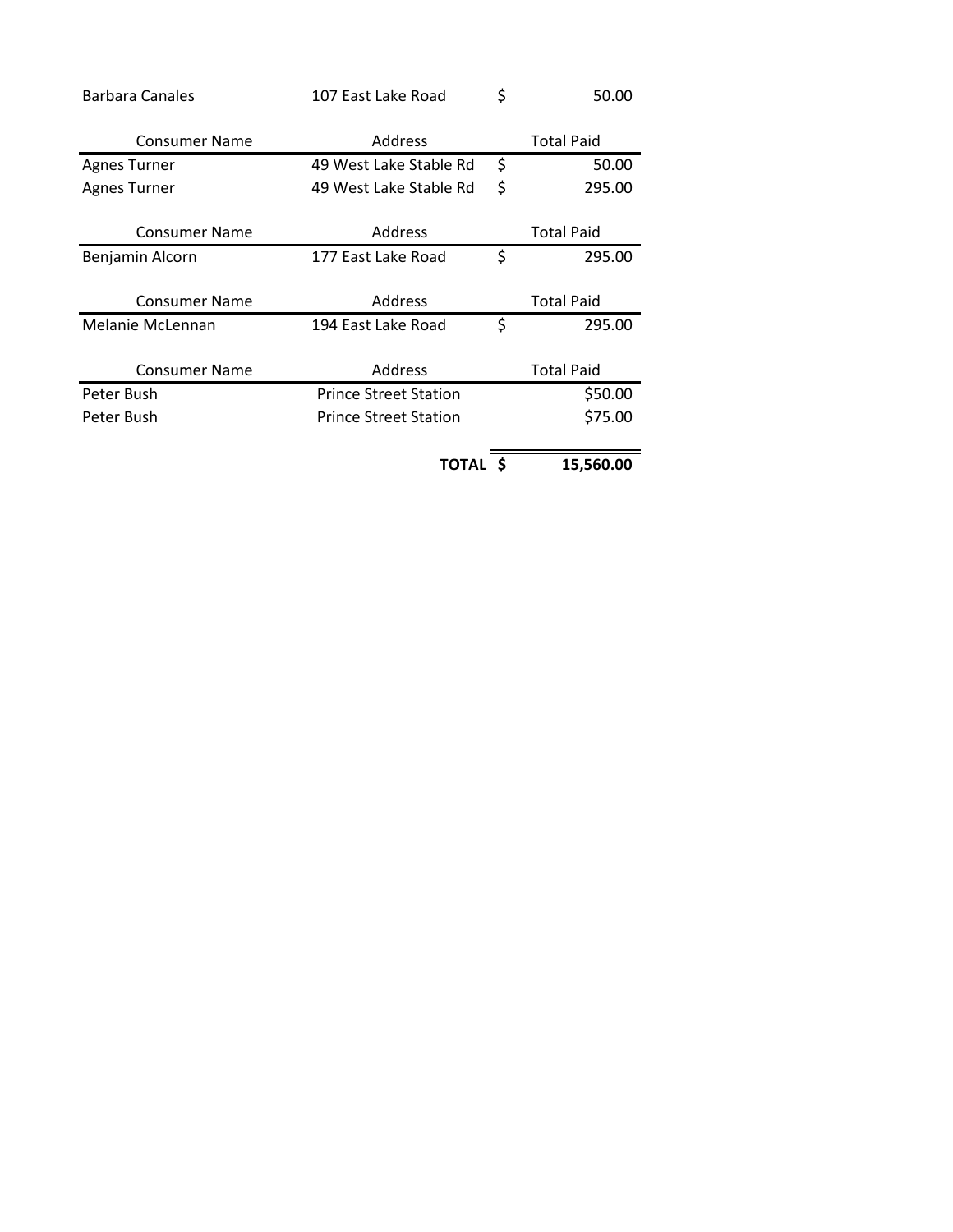| | | | |
|---|---|---|---|
| Barbara Canales | 107 East Lake Road | $ | 50.00 |

| Consumer Name | Address | Total Paid | |
|---|---|---|---|
| Agnes Turner | 49 West Lake Stable Rd | $ | 50.00 |
| Agnes Turner | 49 West Lake Stable Rd | $ | 295.00 |

| Consumer Name | Address | Total Paid | |
|---|---|---|---|
| Benjamin Alcorn | 177 East Lake Road | $ | 295.00 |

| Consumer Name | Address | Total Paid | |
|---|---|---|---|
| Melanie McLennan | 194 East Lake Road | $ | 295.00 |

| Consumer Name | Address | Total Paid | |
|---|---|---|---|
| Peter Bush | Prince Street Station | | $50.00 |
| Peter Bush | Prince Street Station | | $75.00 |
| | **TOTAL** | **$** | **15,560.00** |